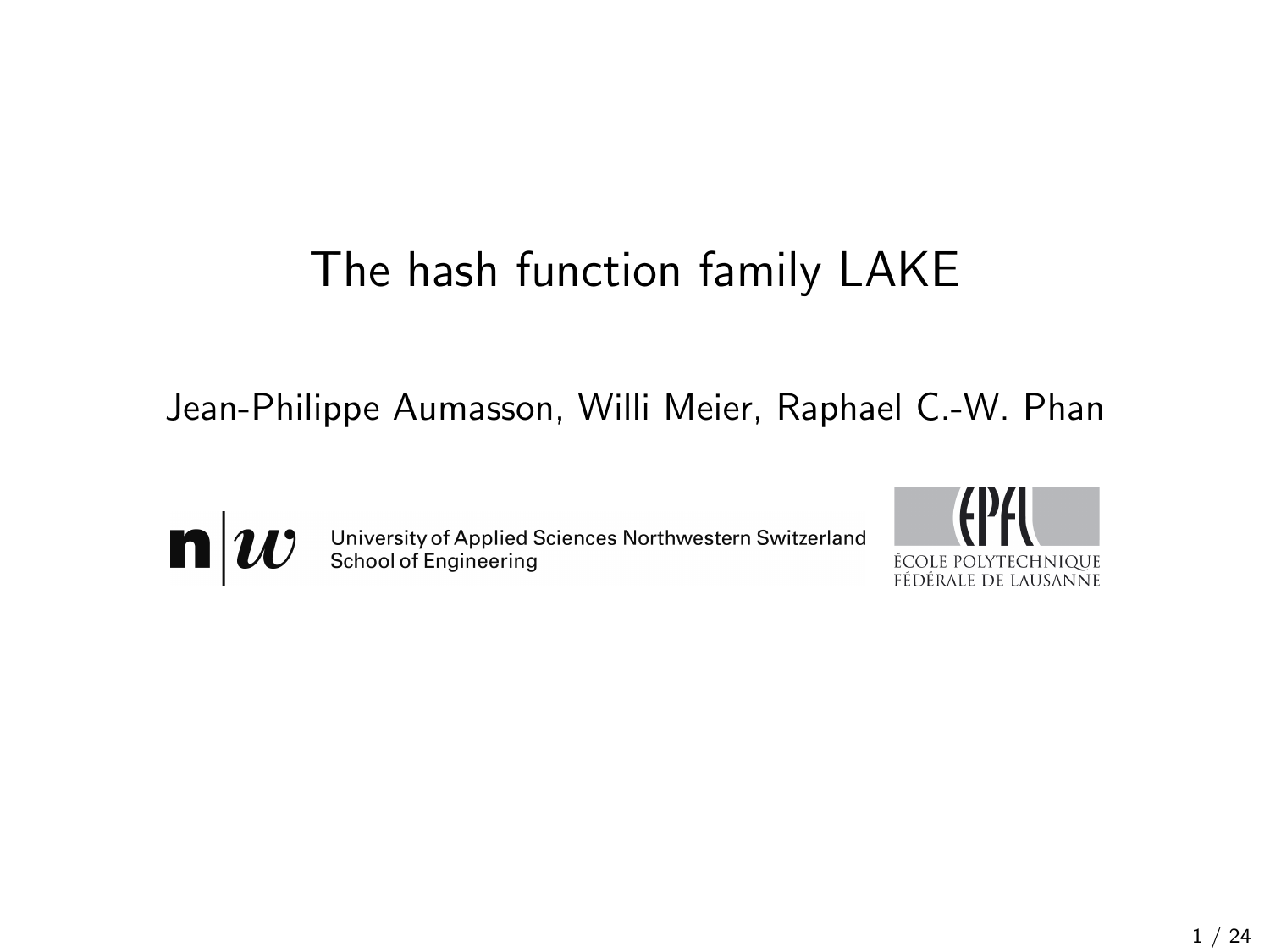# The hash function family LAKE

Jean-Philippe Aumasson, Willi Meier, Raphael C.-W. Phan

University of Applied Sciences Northwestern Switzerland
School of Engineering

ÉCOLE POLYTECHNIQUE FÉDÉRALE DE LAUSANNE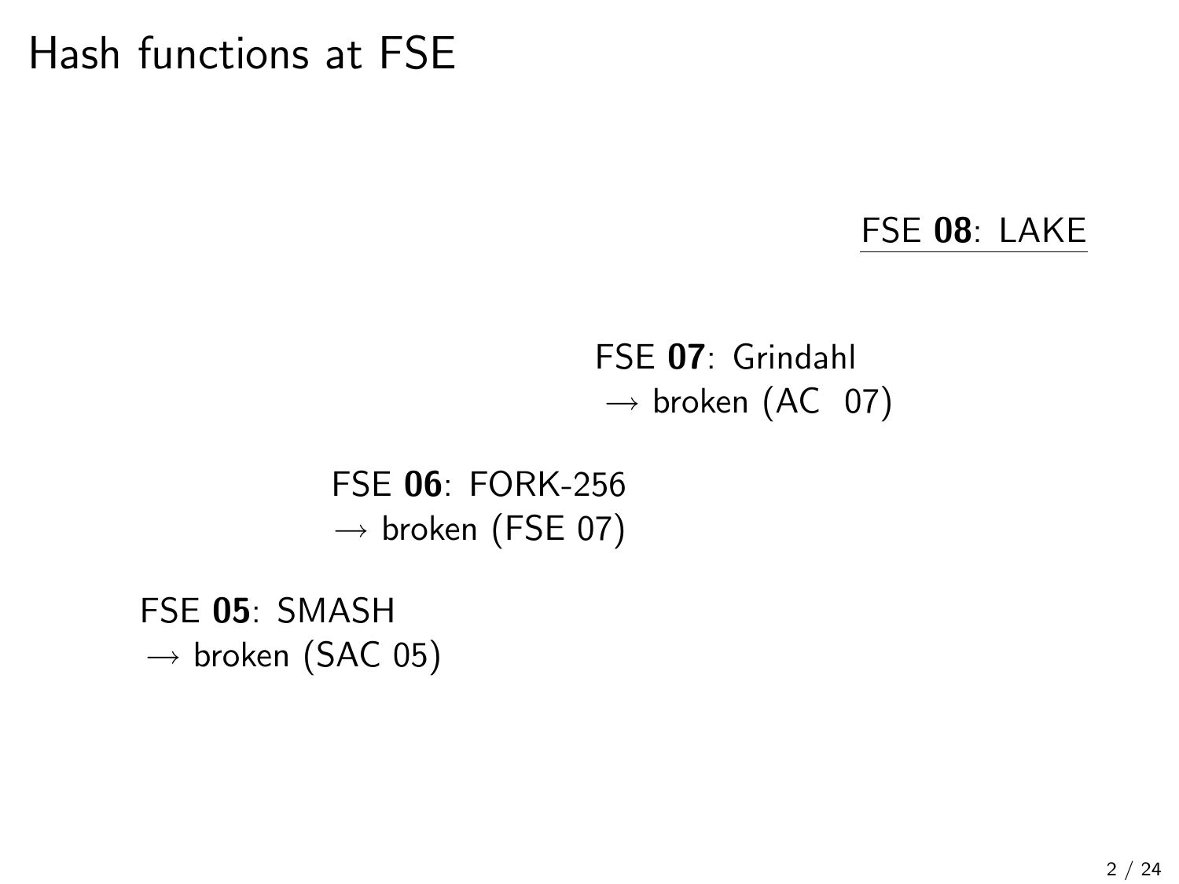# Hash functions at FSE

FSE **08**: LAKE

FSE **07**: Grindahl
→ broken (AC 07)

FSE **06**: FORK-256
→ broken (FSE 07)

FSE **05**: SMASH
→ broken (SAC 05)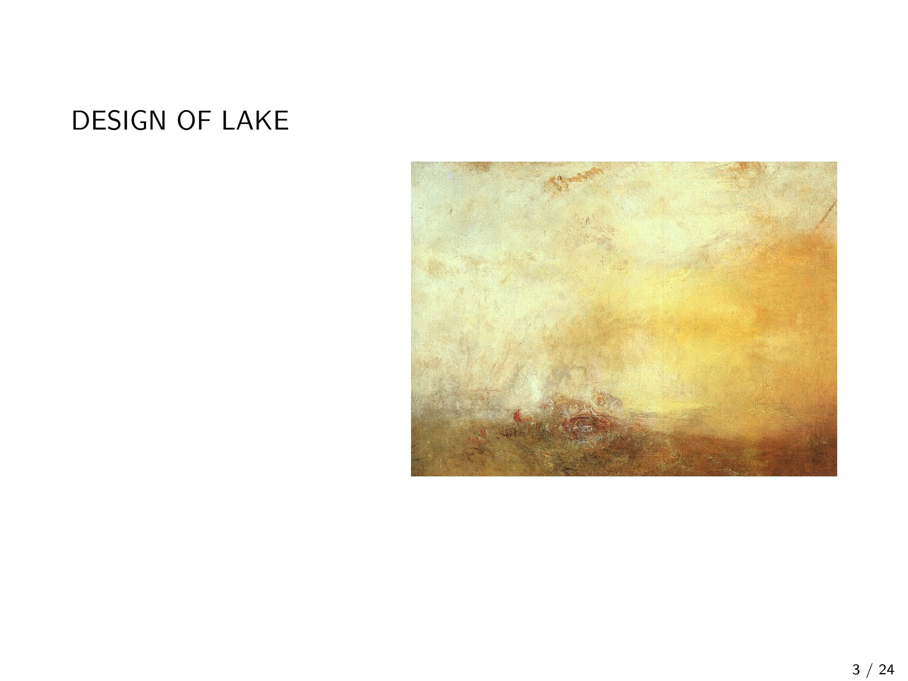# DESIGN OF LAKE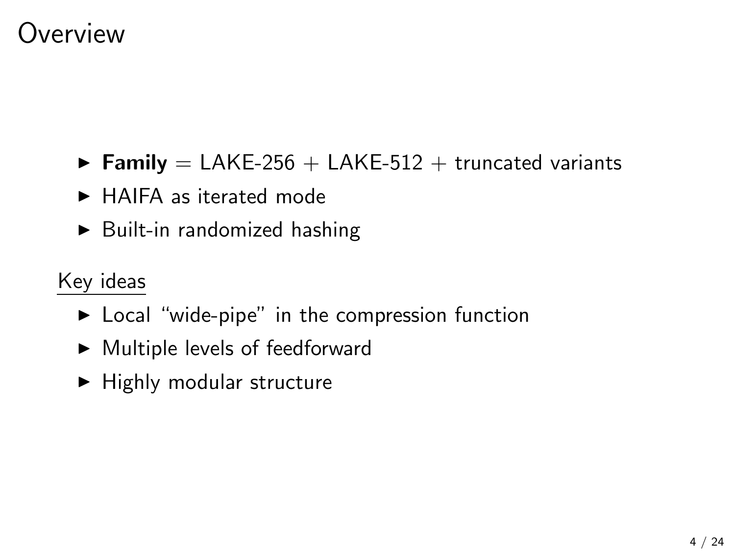# Overview

- **Family** = LAKE-256 + LAKE-512 + truncated variants
- HAIFA as iterated mode
- Built-in randomized hashing

Key ideas

- Local "wide-pipe" in the compression function
- Multiple levels of feedforward
- Highly modular structure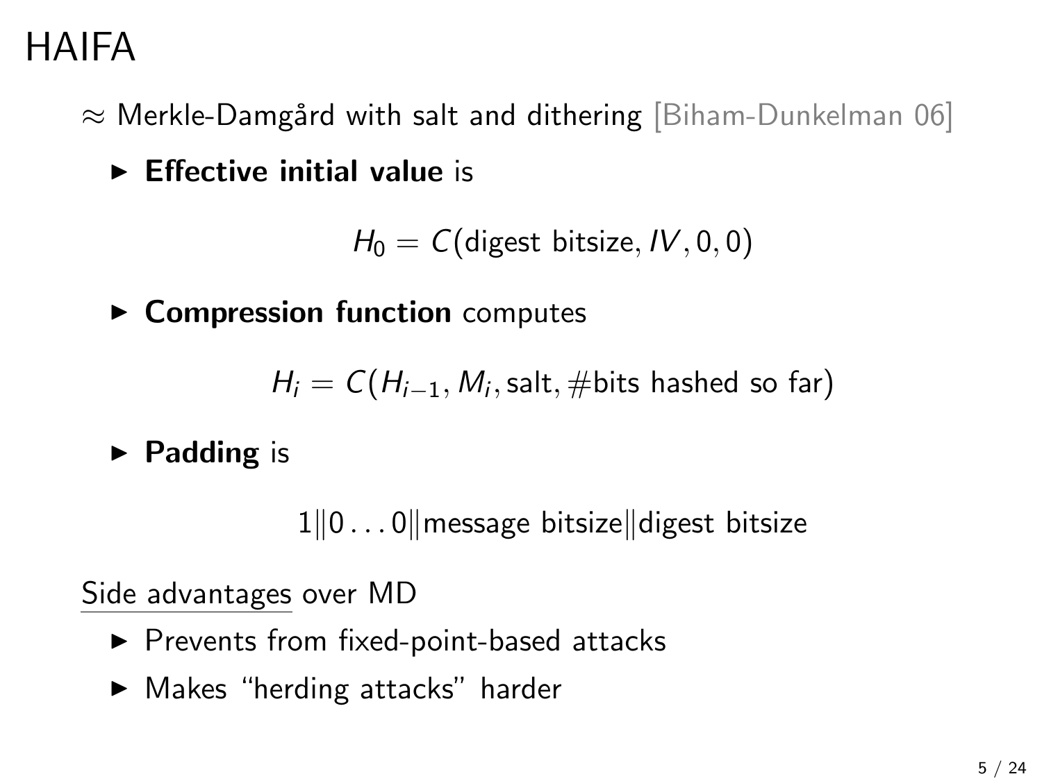# HAIFA

$\approx$ Merkle-Damgård with salt and dithering [Biham-Dunkelman 06]

- **Effective initial value** is

$$H_0 = C(\text{digest bitsize}, IV, 0, 0)$$

- **Compression function** computes

$$H_i = C(H_{i-1}, M_i, \text{salt}, \#\text{bits hashed so far})$$

- **Padding** is

$$1 \| 0 \ldots 0 \| \text{message bitsize} \| \text{digest bitsize}$$

Side advantages over MD

- Prevents from fixed-point-based attacks
- Makes "herding attacks" harder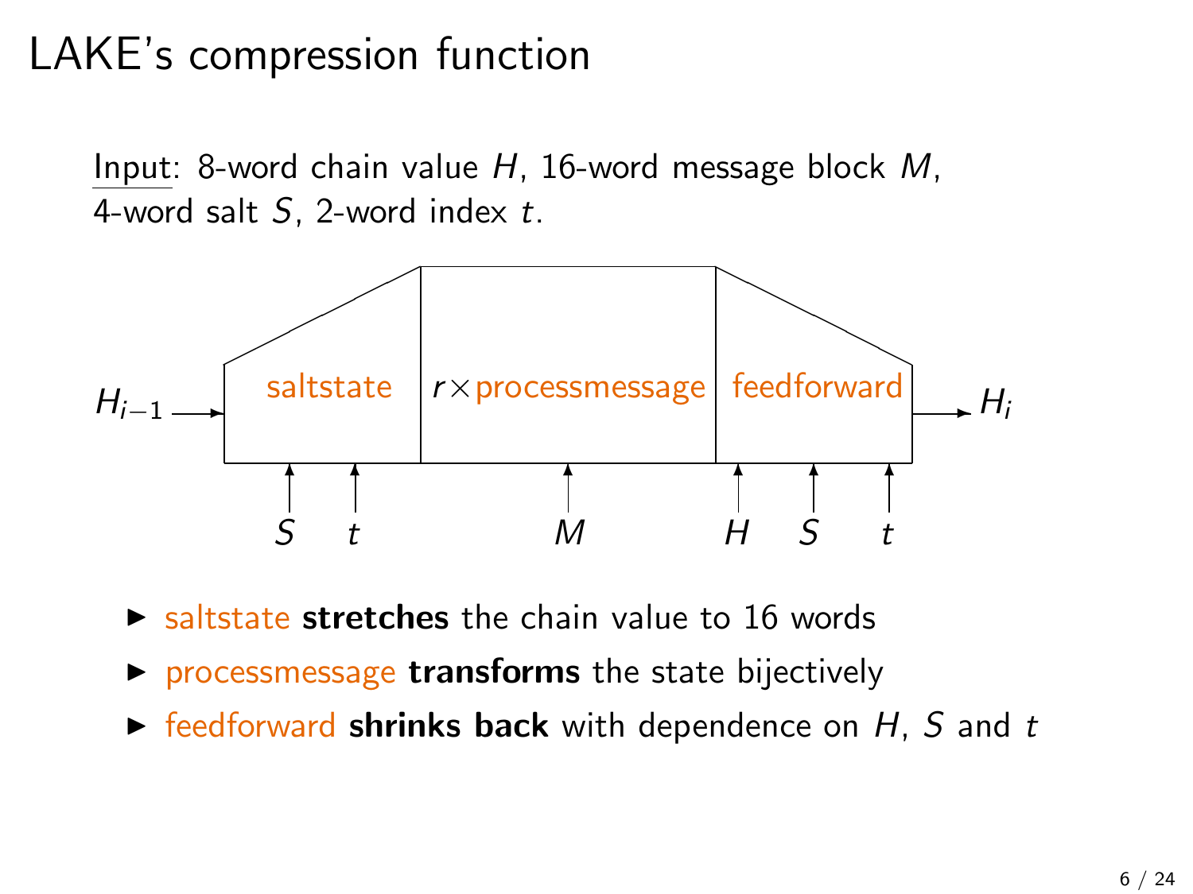# LAKE's compression function

Input: 8-word chain value $H$, 16-word message block $M$, 4-word salt $S$, 2-word index $t$.

$H_{i-1}$ → saltstate ($S$, $t$) → $r \times$ processmessage ($M$) → feedforward ($H$, $S$, $t$) → $H_i$

- saltstate **stretches** the chain value to 16 words
- processmessage **transforms** the state bijectively
- feedforward **shrinks back** with dependence on $H$, $S$ and $t$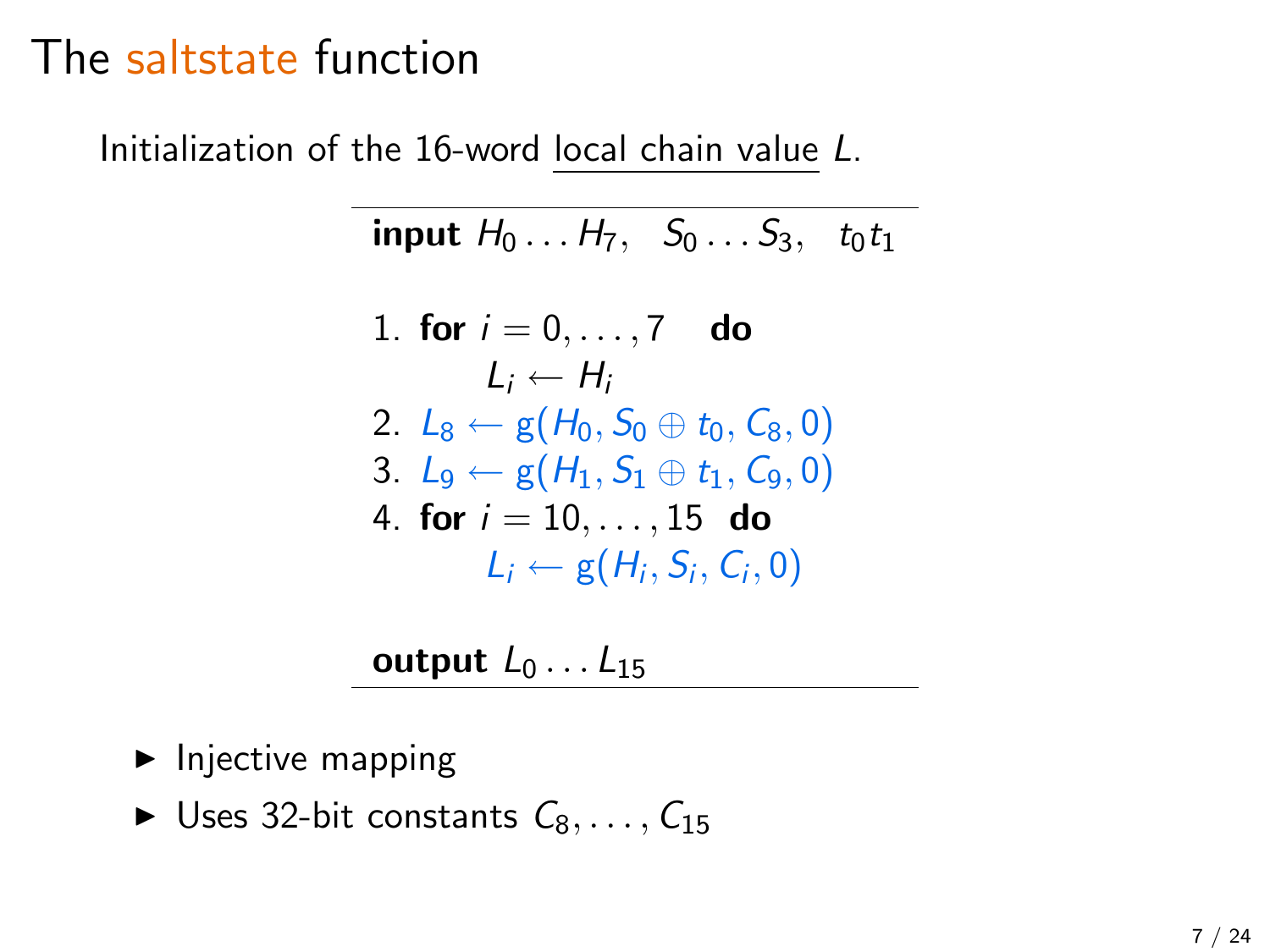# The saltstate function

Initialization of the 16-word local chain value $L$.

---

**input** $H_0 \ldots H_7, \quad S_0 \ldots S_3, \quad t_0 t_1$

1. **for** $i = 0, \ldots, 7$ **do**
   $L_i \leftarrow H_i$
2. $L_8 \leftarrow \text{g}(H_0, S_0 \oplus t_0, C_8, 0)$
3. $L_9 \leftarrow \text{g}(H_1, S_1 \oplus t_1, C_9, 0)$
4. **for** $i = 10, \ldots, 15$ **do**
   $L_i \leftarrow \text{g}(H_i, S_i, C_i, 0)$

**output** $L_0 \ldots L_{15}$

---

- Injective mapping
- Uses 32-bit constants $C_8, \ldots, C_{15}$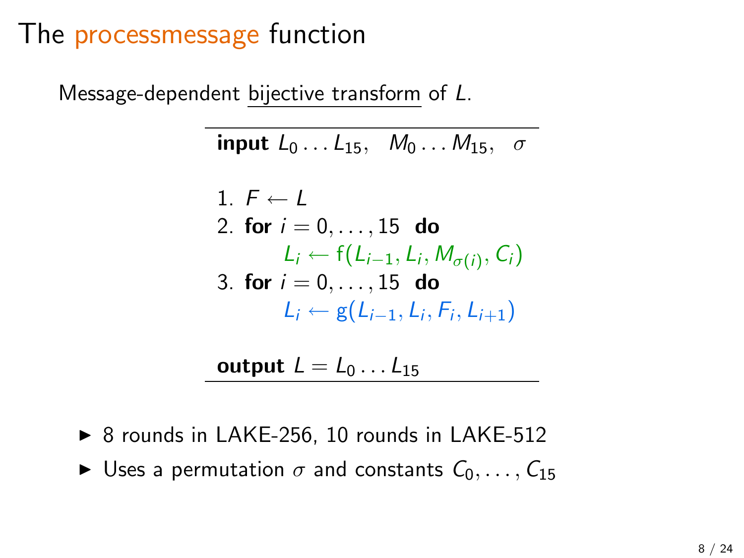# The processmessage function

Message-dependent bijective transform of $L$.

---

**input** $L_0 \dots L_{15}, \quad M_0 \dots M_{15}, \quad \sigma$

1. $F \leftarrow L$
2. **for** $i = 0, \dots, 15$ **do**
   $L_i \leftarrow \mathrm{f}(L_{i-1}, L_i, M_{\sigma(i)}, C_i)$
3. **for** $i = 0, \dots, 15$ **do**
   $L_i \leftarrow \mathrm{g}(L_{i-1}, L_i, F_i, L_{i+1})$

**output** $L = L_0 \dots L_{15}$

---

- 8 rounds in LAKE-256, 10 rounds in LAKE-512
- Uses a permutation $\sigma$ and constants $C_0, \dots, C_{15}$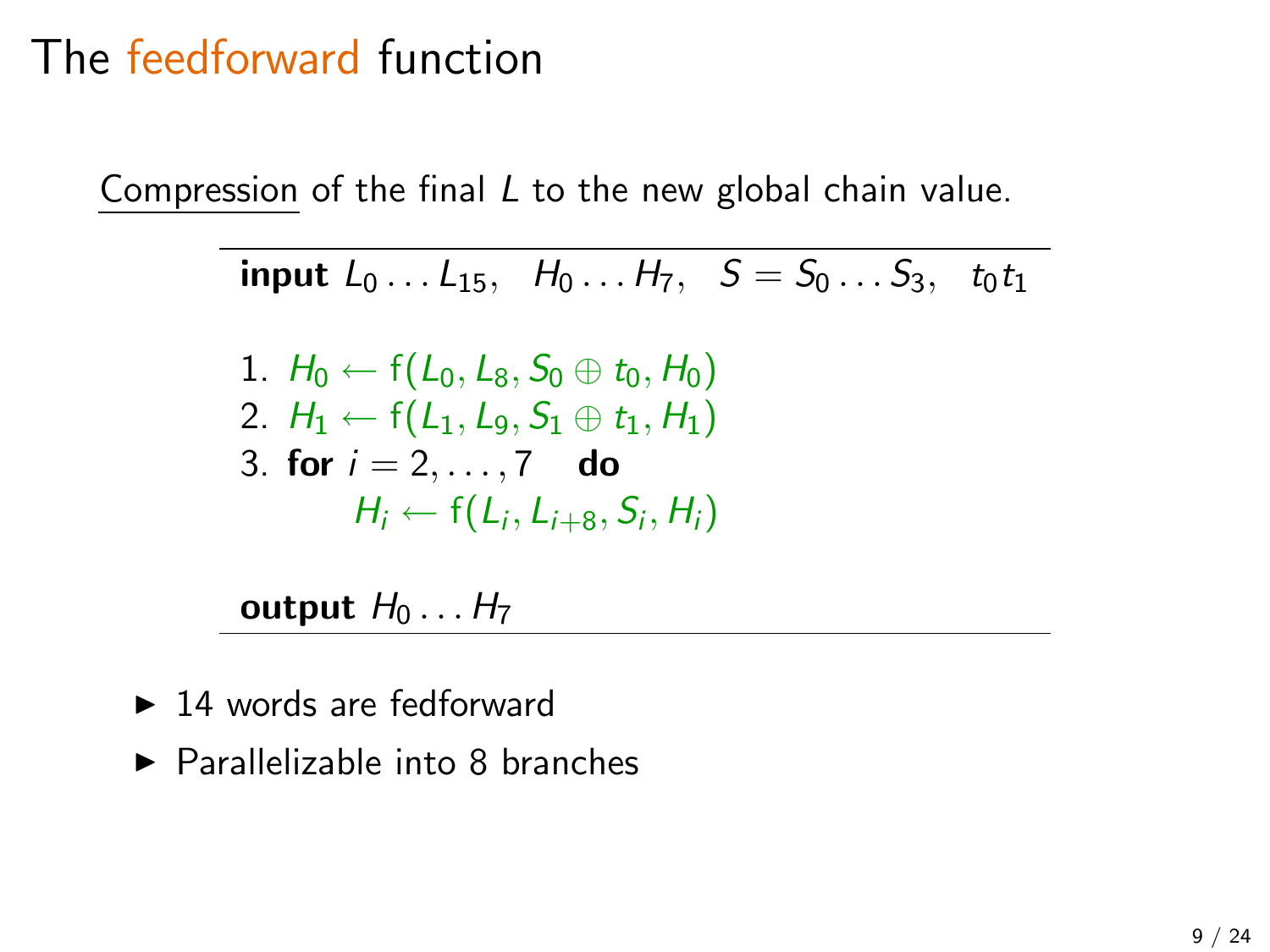# The feedforward function

Compression of the final $L$ to the new global chain value.

---

**input** $L_0 \dots L_{15}, \quad H_0 \dots H_7, \quad S = S_0 \dots S_3, \quad t_0 t_1$

1. $H_0 \leftarrow \mathrm{f}(L_0, L_8, S_0 \oplus t_0, H_0)$
2. $H_1 \leftarrow \mathrm{f}(L_1, L_9, S_1 \oplus t_1, H_1)$
3. **for** $i = 2, \dots, 7$ **do**

   $H_i \leftarrow \mathrm{f}(L_i, L_{i+8}, S_i, H_i)$

**output** $H_0 \dots H_7$

---

- 14 words are fedforward
- Parallelizable into 8 branches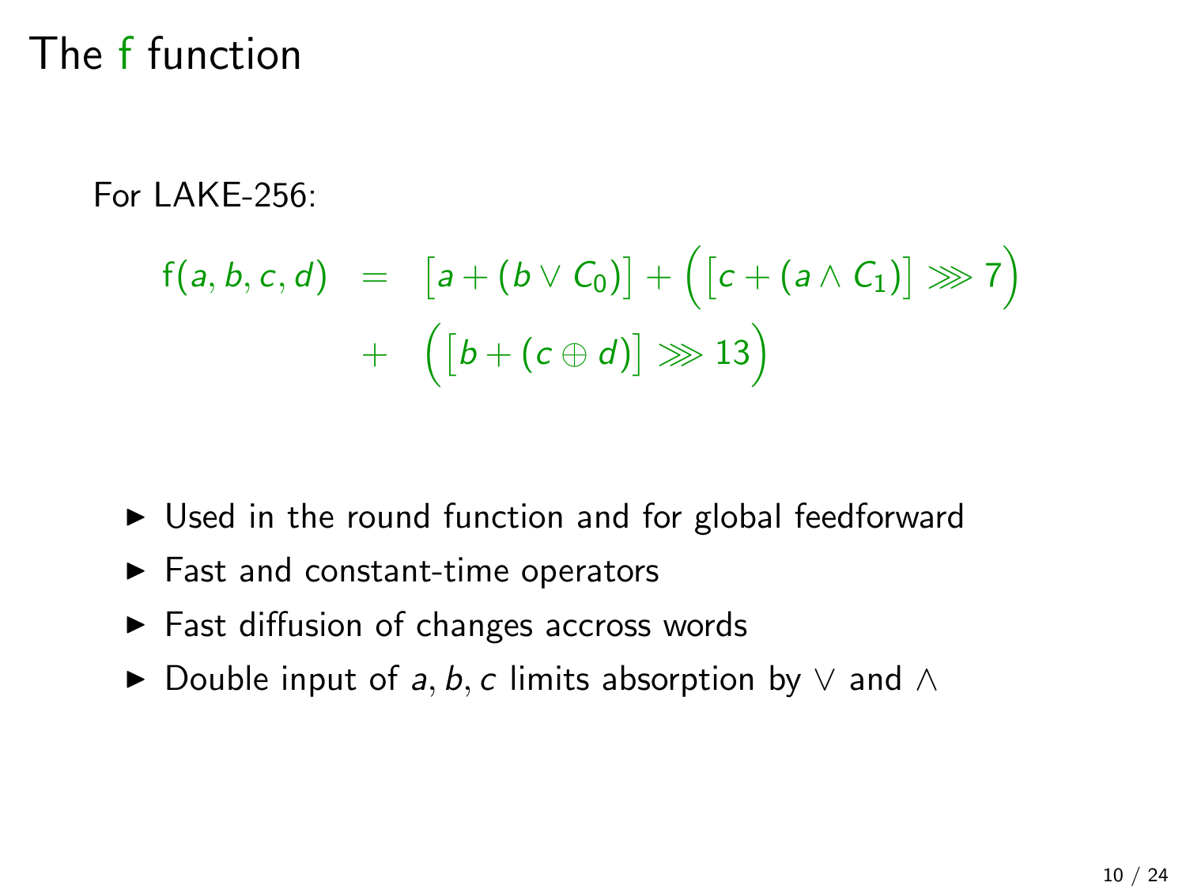# The f function

For LAKE-256:

$$
\begin{aligned}
\mathsf{f}(a,b,c,d) &= \Big[a + (b \vee C_0)\Big] + \Big(\Big[c + (a \wedge C_1)\Big] \ggg 7\Big) \\
&+ \Big(\Big[b + (c \oplus d)\Big] \ggg 13\Big)
\end{aligned}
$$

- Used in the round function and for global feedforward
- Fast and constant-time operators
- Fast diffusion of changes accross words
- Double input of $a, b, c$ limits absorption by $\vee$ and $\wedge$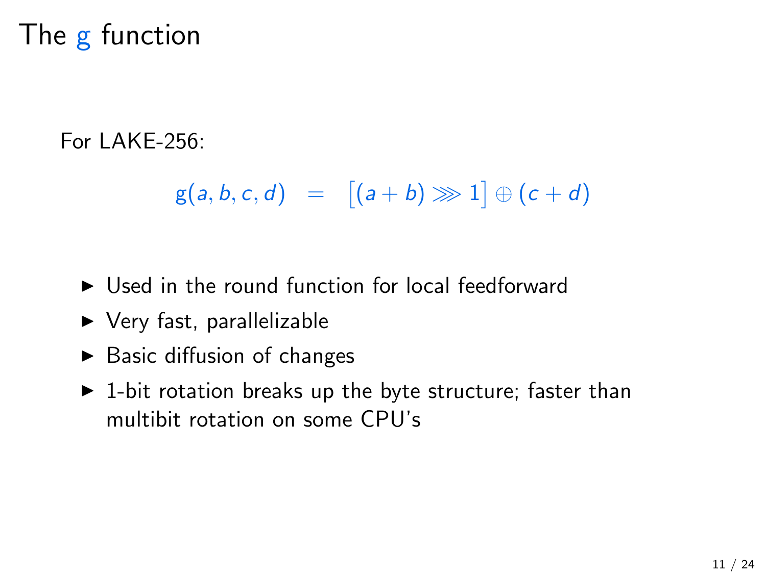# The g function

For LAKE-256:

$$\mathrm{g}(a, b, c, d) \;\; = \;\; \left[(a + b) \ggg 1\right] \oplus (c + d)$$

- Used in the round function for local feedforward
- Very fast, parallelizable
- Basic diffusion of changes
- 1-bit rotation breaks up the byte structure; faster than multibit rotation on some CPU's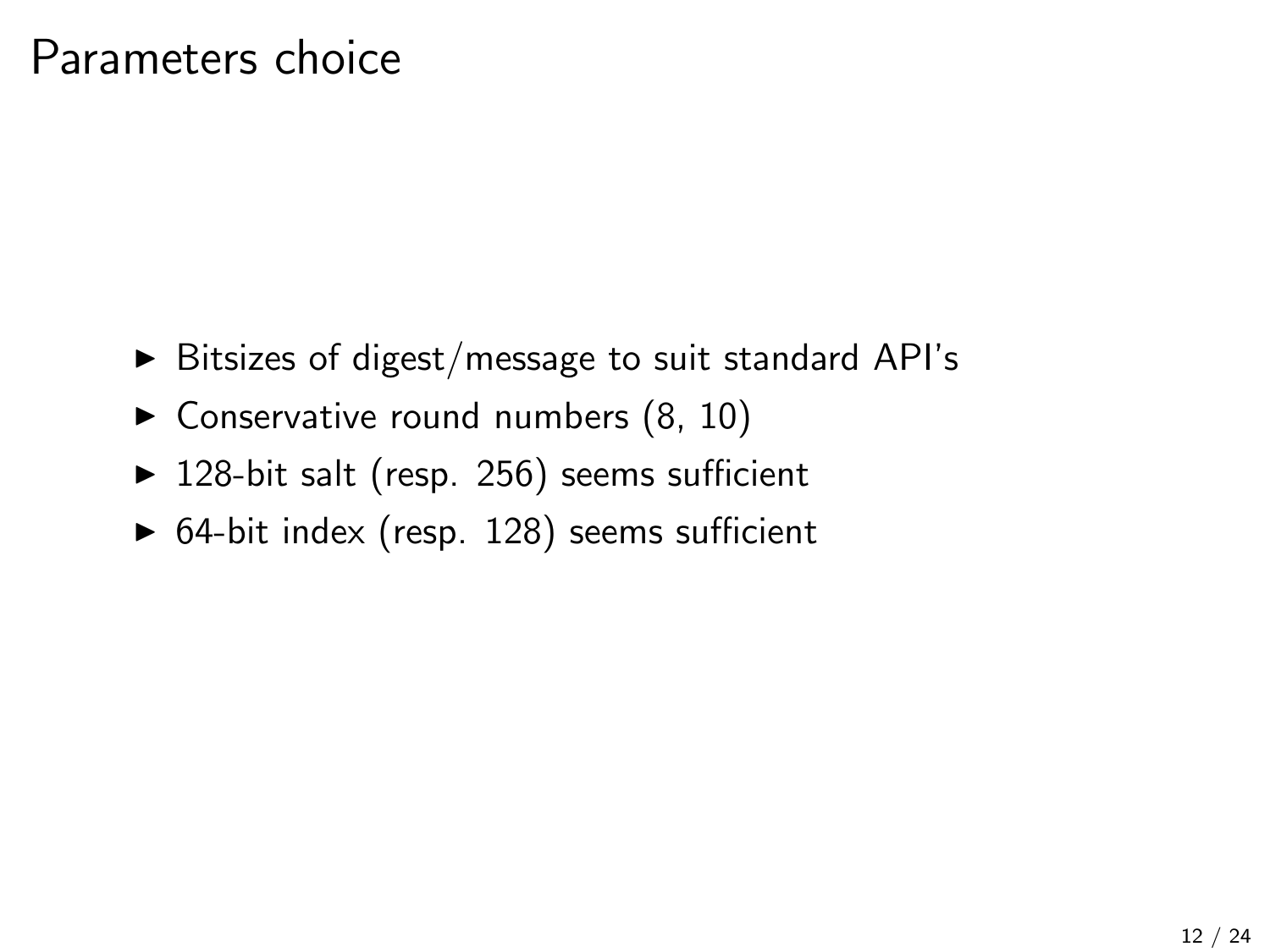# Parameters choice

- Bitsizes of digest/message to suit standard API's
- Conservative round numbers (8, 10)
- 128-bit salt (resp. 256) seems sufficient
- 64-bit index (resp. 128) seems sufficient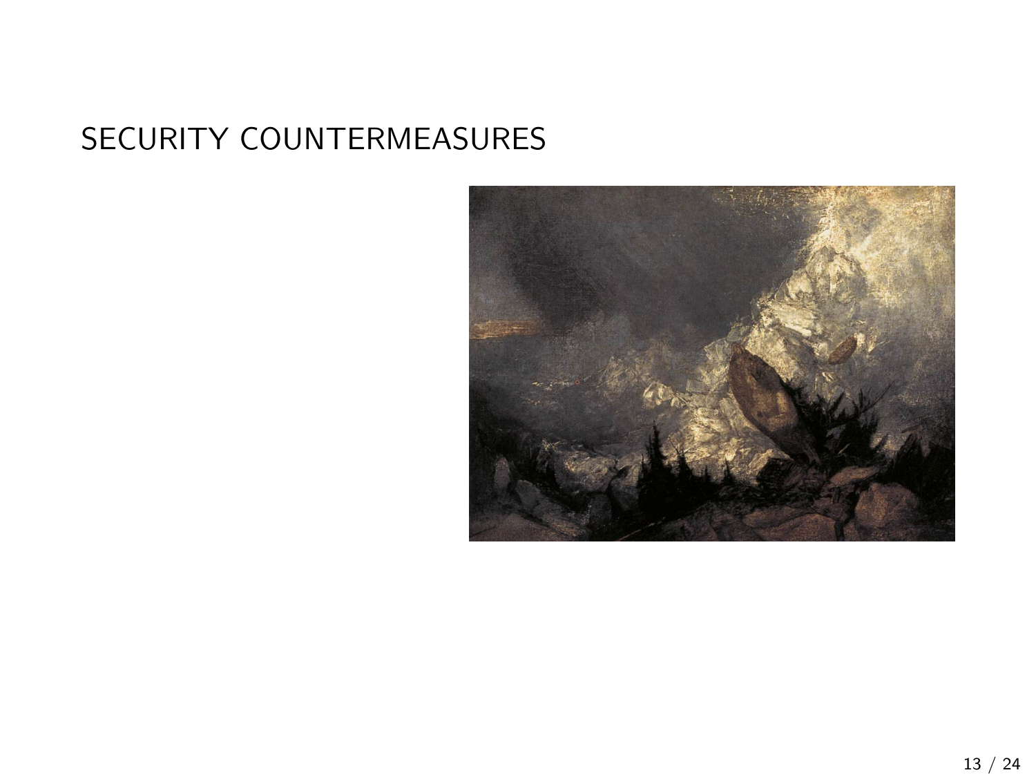# SECURITY COUNTERMEASURES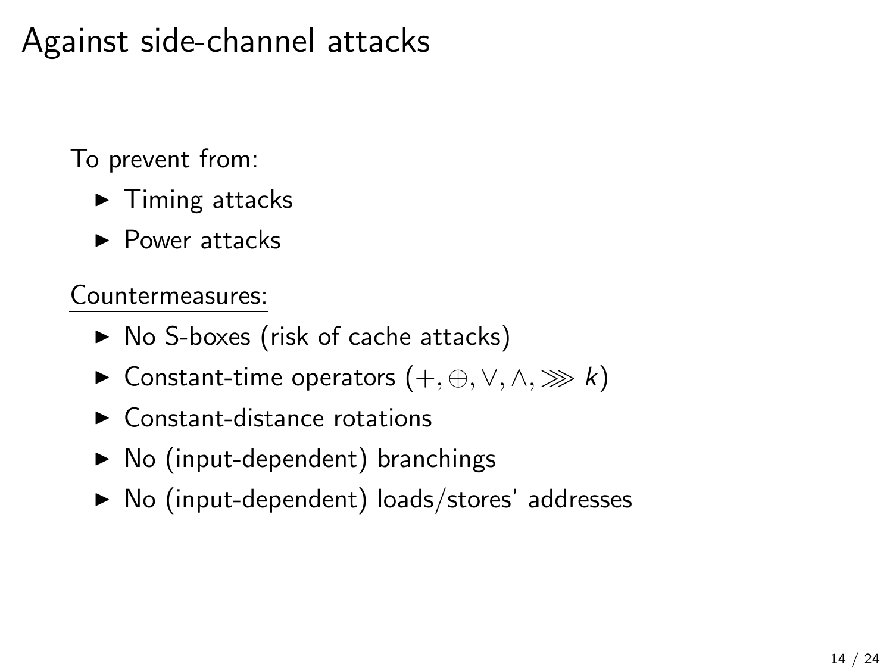# Against side-channel attacks

To prevent from:

- Timing attacks
- Power attacks

<u>Countermeasures:</u>

- No S-boxes (risk of cache attacks)
- Constant-time operators $(+, \oplus, \vee, \wedge, \ggg k)$
- Constant-distance rotations
- No (input-dependent) branchings
- No (input-dependent) loads/stores' addresses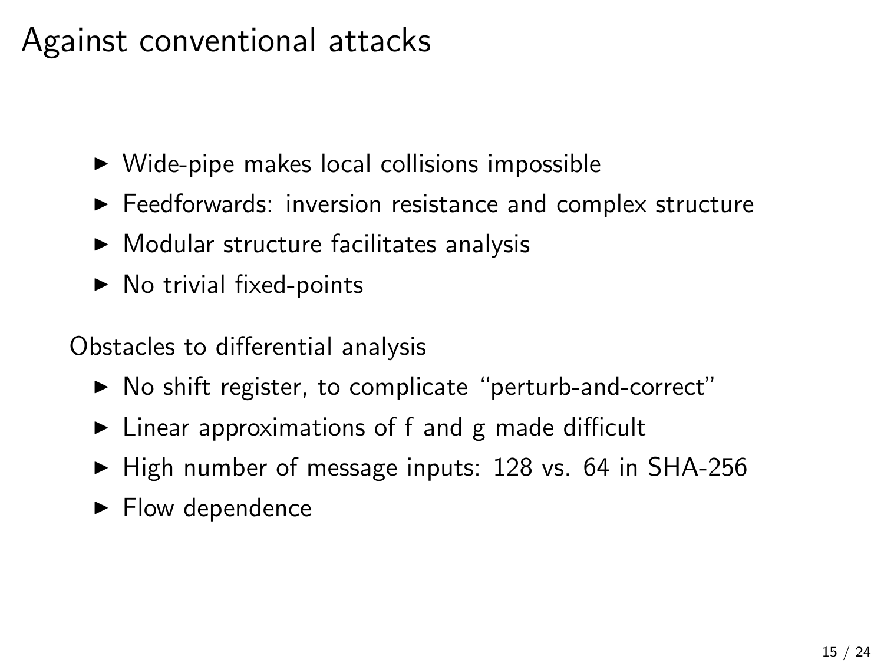# Against conventional attacks

- Wide-pipe makes local collisions impossible
- Feedforwards: inversion resistance and complex structure
- Modular structure facilitates analysis
- No trivial fixed-points

Obstacles to <u>differential analysis</u>

- No shift register, to complicate "perturb-and-correct"
- Linear approximations of f and g made difficult
- High number of message inputs: 128 vs. 64 in SHA-256
- Flow dependence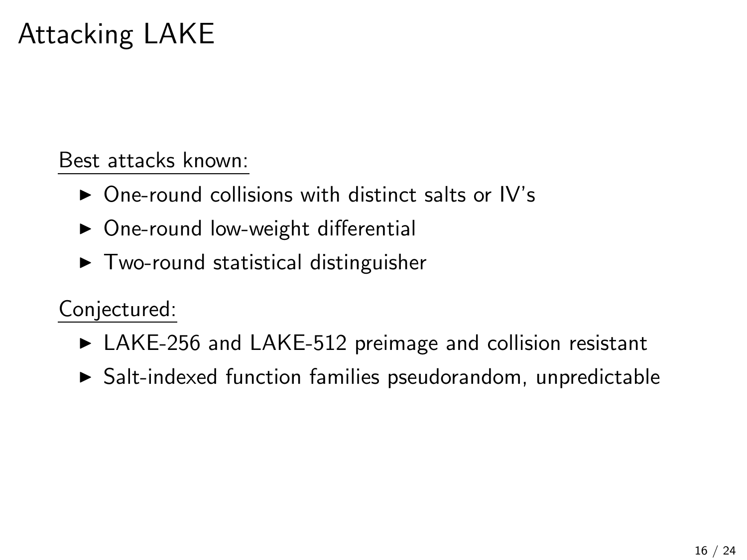# Attacking LAKE

Best attacks known:

- One-round collisions with distinct salts or IV's
- One-round low-weight differential
- Two-round statistical distinguisher

Conjectured:

- LAKE-256 and LAKE-512 preimage and collision resistant
- Salt-indexed function families pseudorandom, unpredictable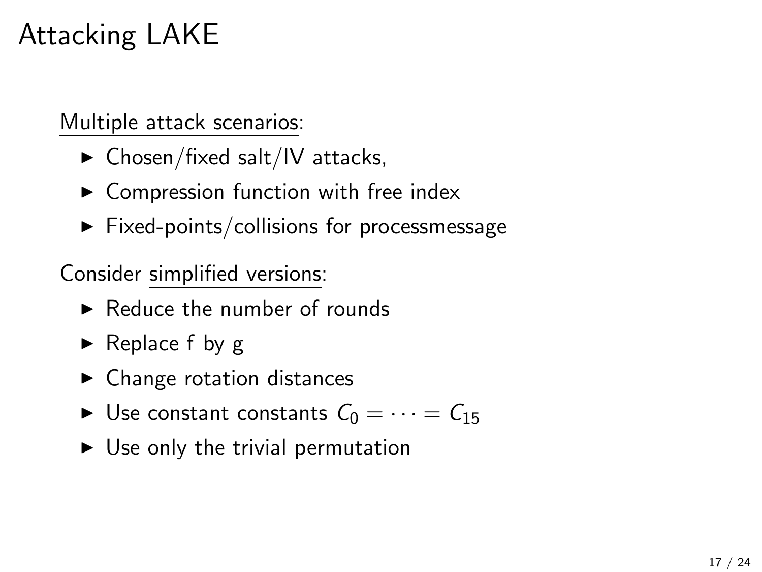# Attacking LAKE

Multiple attack scenarios:

- Chosen/fixed salt/IV attacks,
- Compression function with free index
- Fixed-points/collisions for processmessage

Consider simplified versions:

- Reduce the number of rounds
- Replace f by g
- Change rotation distances
- Use constant constants $C_0 = \cdots = C_{15}$
- Use only the trivial permutation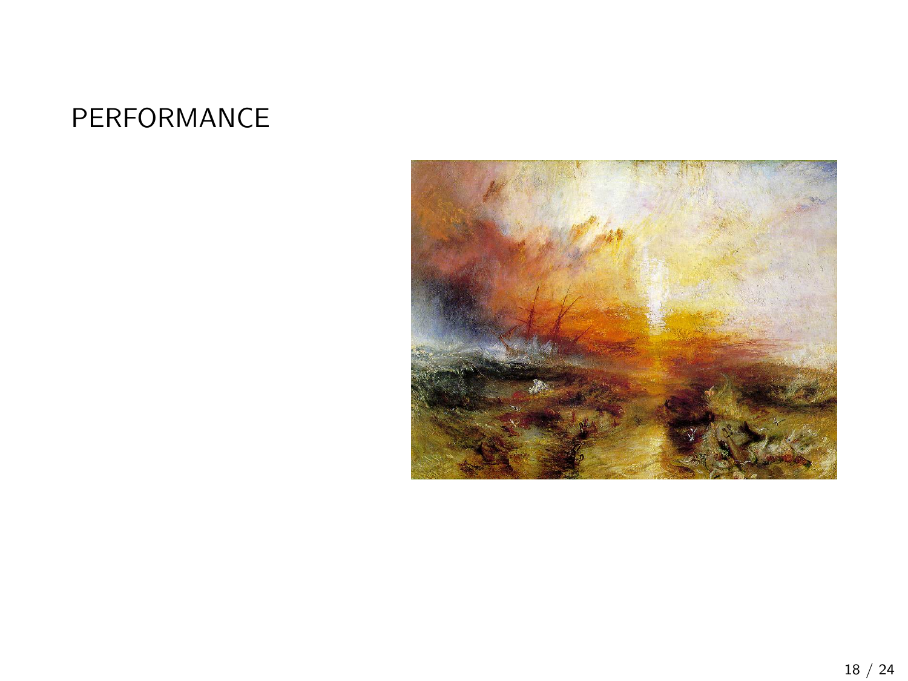# PERFORMANCE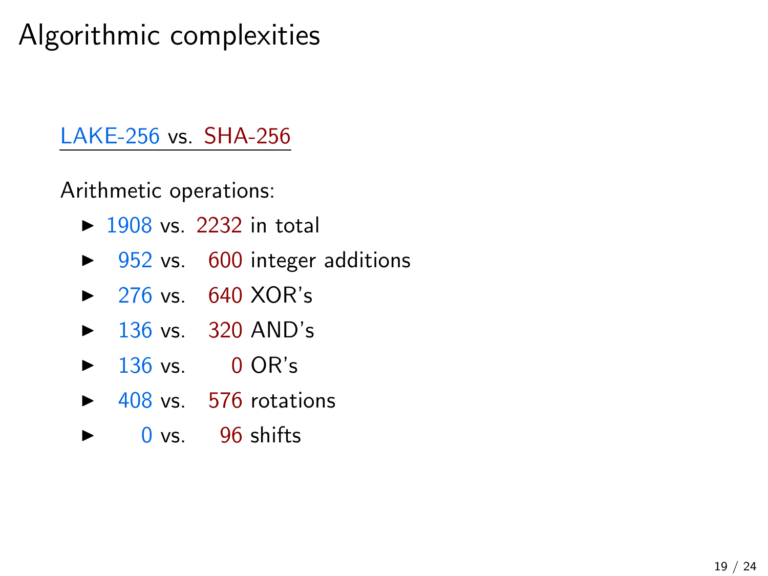# Algorithmic complexities

LAKE-256 vs. SHA-256

Arithmetic operations:

- 1908 vs. 2232 in total
- 952 vs. 600 integer additions
- 276 vs. 640 XOR's
- 136 vs. 320 AND's
- 136 vs. 0 OR's
- 408 vs. 576 rotations
- 0 vs. 96 shifts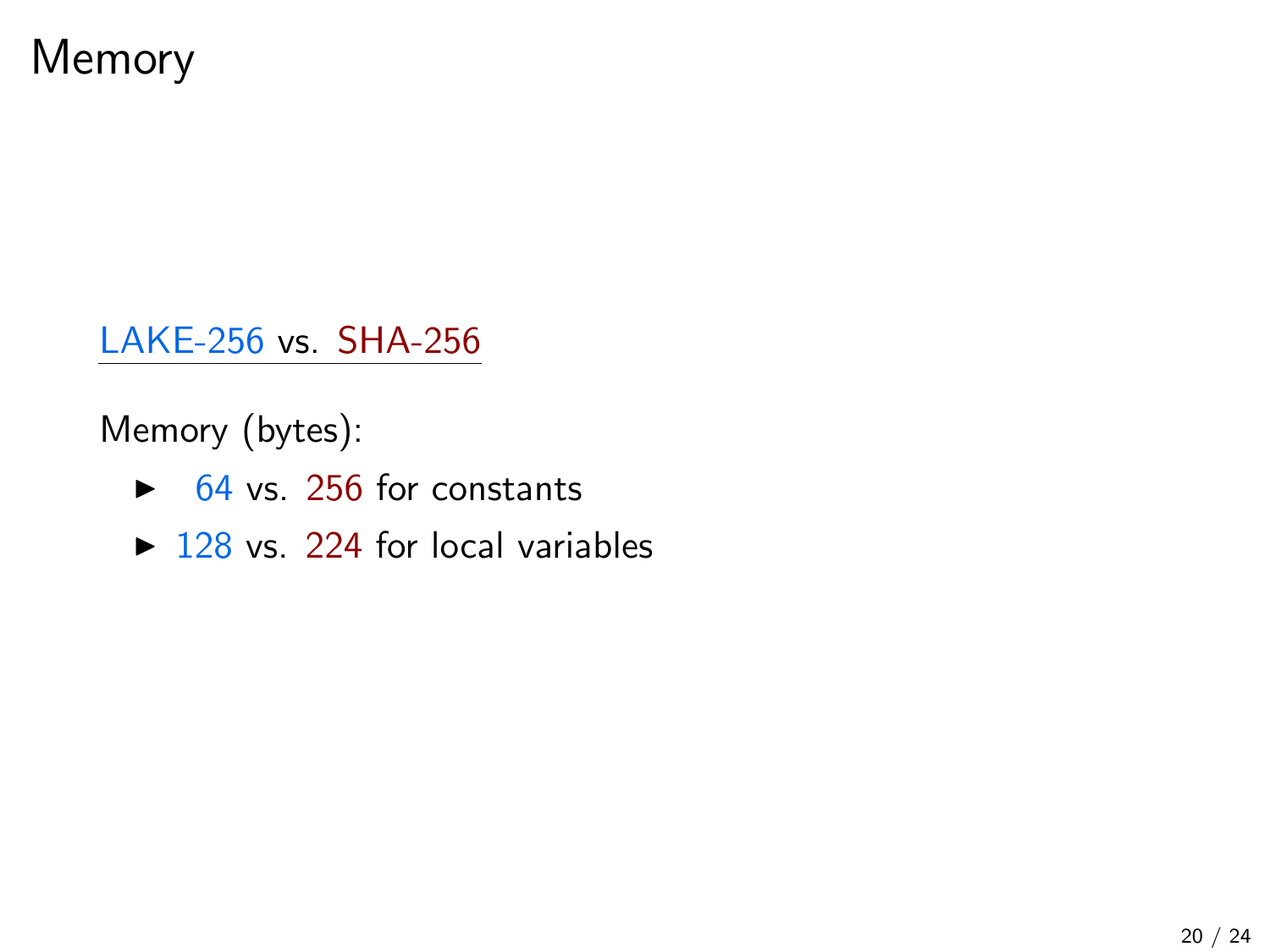# Memory

LAKE-256 vs. SHA-256

Memory (bytes):

- 64 vs. 256 for constants
- 128 vs. 224 for local variables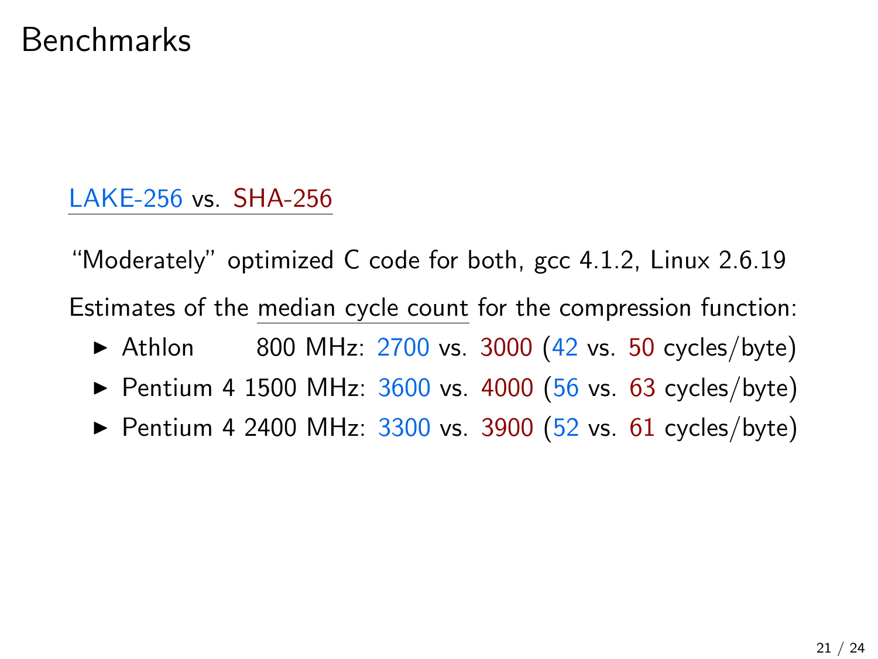# Benchmarks

LAKE-256 vs. SHA-256

"Moderately" optimized C code for both, gcc 4.1.2, Linux 2.6.19

Estimates of the median cycle count for the compression function:

- Athlon 800 MHz: 2700 vs. 3000 (42 vs. 50 cycles/byte)
- Pentium 4 1500 MHz: 3600 vs. 4000 (56 vs. 63 cycles/byte)
- Pentium 4 2400 MHz: 3300 vs. 3900 (52 vs. 61 cycles/byte)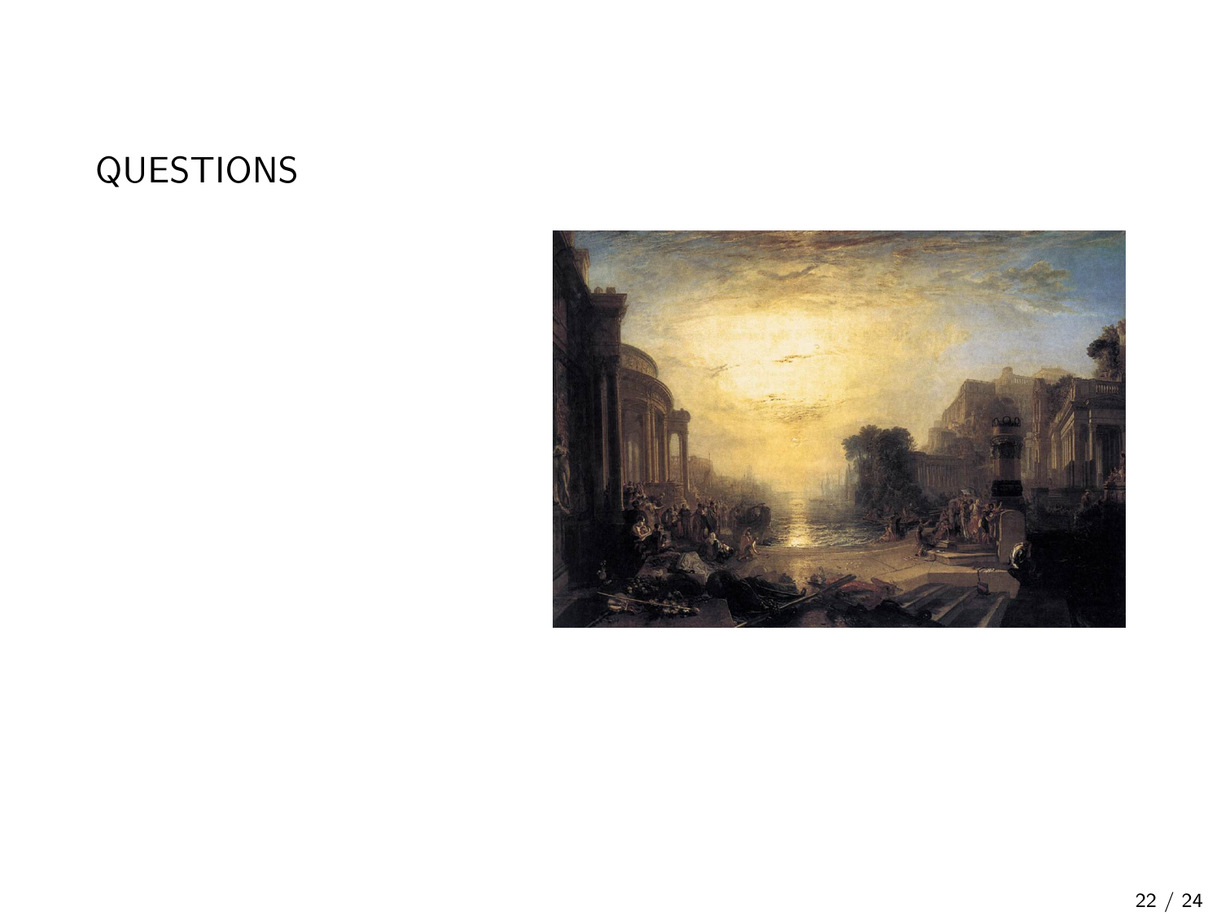# QUESTIONS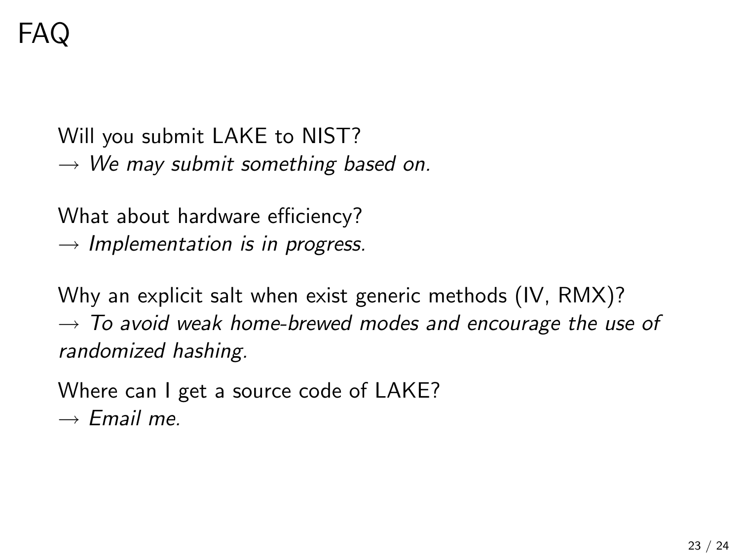# FAQ

Will you submit LAKE to NIST?
$\rightarrow$ *We may submit something based on.*

What about hardware efficiency?
$\rightarrow$ *Implementation is in progress.*

Why an explicit salt when exist generic methods (IV, RMX)?
$\rightarrow$ *To avoid weak home-brewed modes and encourage the use of randomized hashing.*

Where can I get a source code of LAKE?
$\rightarrow$ *Email me.*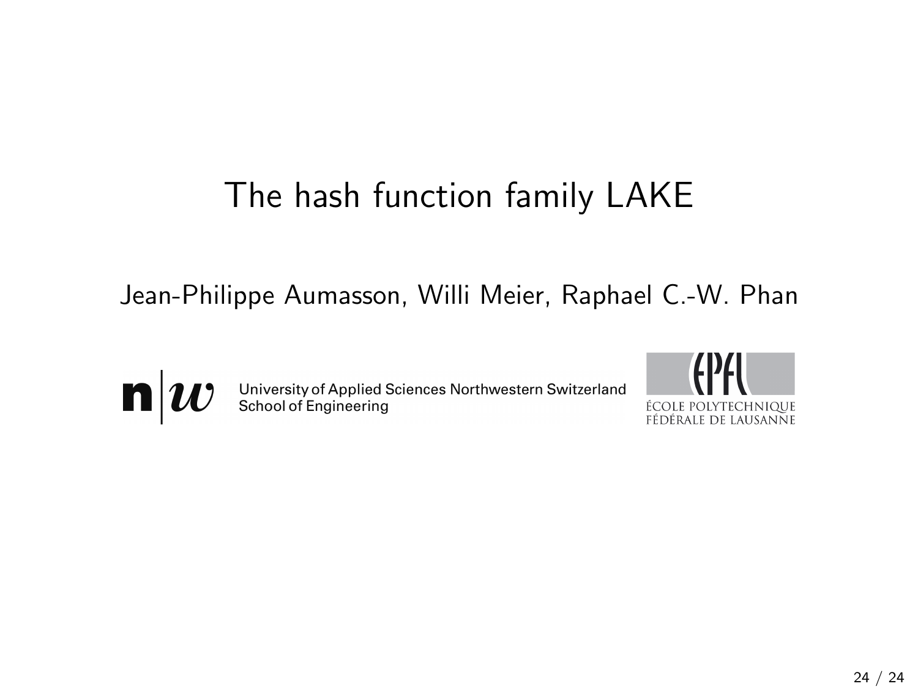# The hash function family LAKE

Jean-Philippe Aumasson, Willi Meier, Raphael C.-W. Phan

University of Applied Sciences Northwestern Switzerland
School of Engineering

ÉCOLE POLYTECHNIQUE FÉDÉRALE DE LAUSANNE